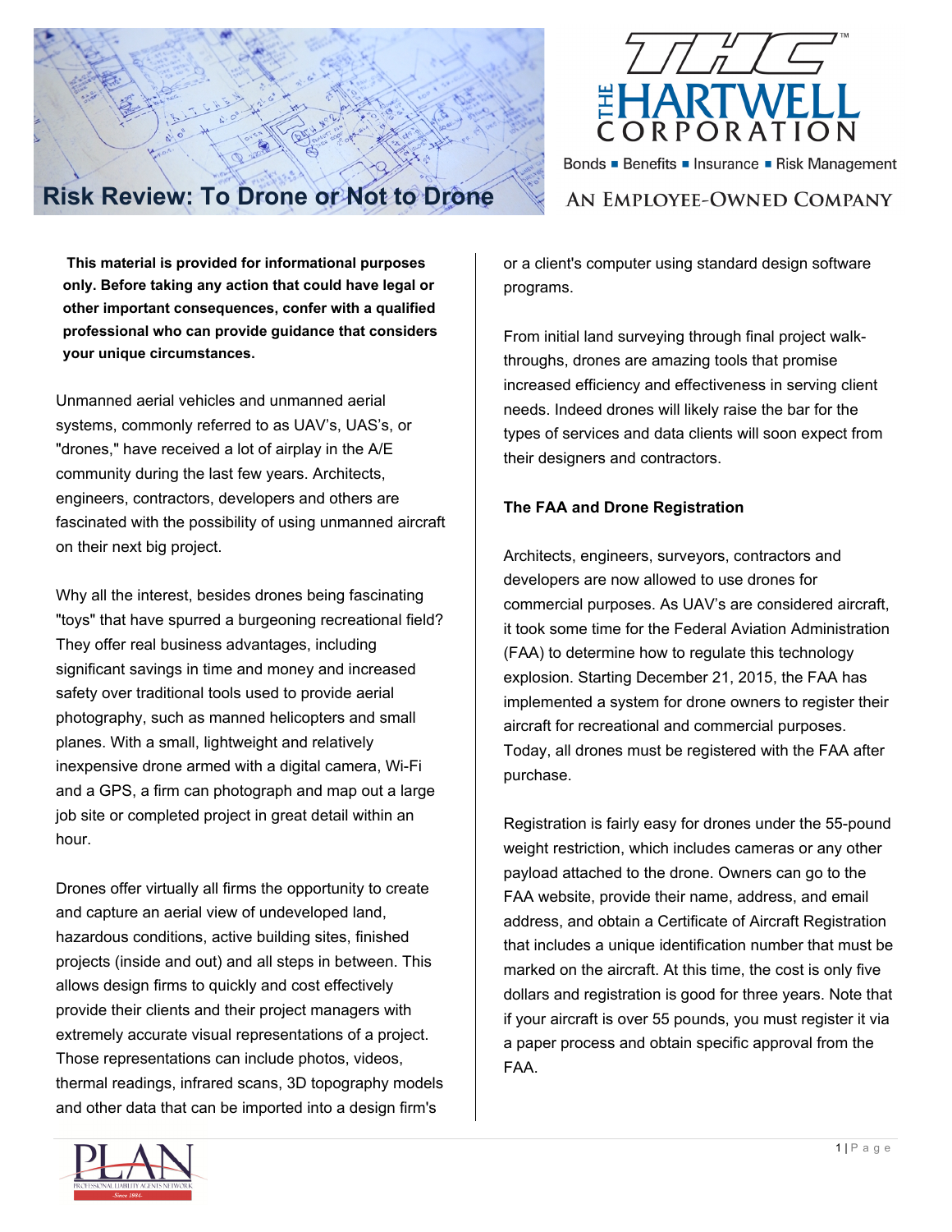# Risk Review: To Drone or Not to Drone

**The Hartwell Corporation**

Bonds ▪ Benefits ▪ Insurance ▪ Risk Management

An Employee-Owned Company

**This material is provided for informational purposes only. Before taking any action that could have legal or other important consequences, confer with a qualified professional who can provide guidance that considers your unique circumstances.**

Unmanned aerial vehicles and unmanned aerial systems, commonly referred to as UAV's, UAS's, or "drones," have received a lot of airplay in the A/E community during the last few years. Architects, engineers, contractors, developers and others are fascinated with the possibility of using unmanned aircraft on their next big project.

Why all the interest, besides drones being fascinating "toys" that have spurred a burgeoning recreational field? They offer real business advantages, including significant savings in time and money and increased safety over traditional tools used to provide aerial photography, such as manned helicopters and small planes. With a small, lightweight and relatively inexpensive drone armed with a digital camera, Wi-Fi and a GPS, a firm can photograph and map out a large job site or completed project in great detail within an hour.

Drones offer virtually all firms the opportunity to create and capture an aerial view of undeveloped land, hazardous conditions, active building sites, finished projects (inside and out) and all steps in between. This allows design firms to quickly and cost effectively provide their clients and their project managers with extremely accurate visual representations of a project. Those representations can include photos, videos, thermal readings, infrared scans, 3D topography models and other data that can be imported into a design firm's or a client's computer using standard design software programs.

From initial land surveying through final project walk-throughs, drones are amazing tools that promise increased efficiency and effectiveness in serving client needs. Indeed drones will likely raise the bar for the types of services and data clients will soon expect from their designers and contractors.

**The FAA and Drone Registration**

Architects, engineers, surveyors, contractors and developers are now allowed to use drones for commercial purposes. As UAV's are considered aircraft, it took some time for the Federal Aviation Administration (FAA) to determine how to regulate this technology explosion. Starting December 21, 2015, the FAA has implemented a system for drone owners to register their aircraft for recreational and commercial purposes. Today, all drones must be registered with the FAA after purchase.

Registration is fairly easy for drones under the 55-pound weight restriction, which includes cameras or any other payload attached to the drone. Owners can go to the FAA website, provide their name, address, and email address, and obtain a Certificate of Aircraft Registration that includes a unique identification number that must be marked on the aircraft. At this time, the cost is only five dollars and registration is good for three years. Note that if your aircraft is over 55 pounds, you must register it via a paper process and obtain specific approval from the FAA.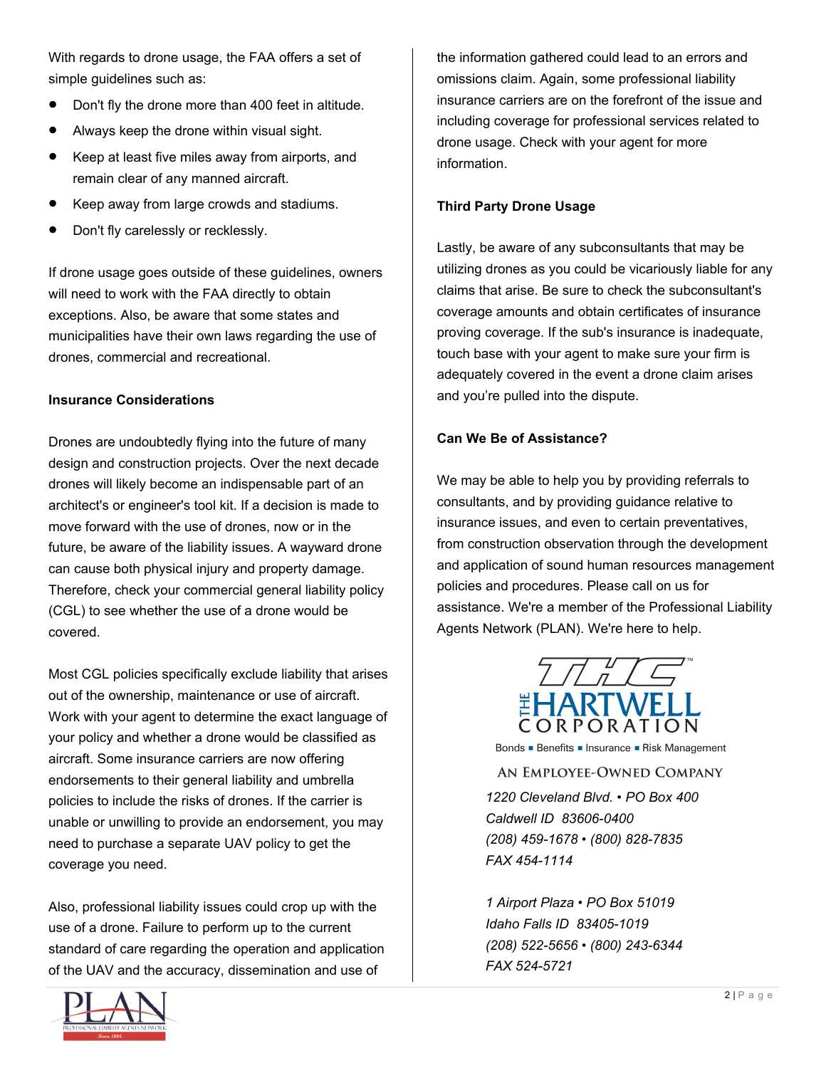With regards to drone usage, the FAA offers a set of simple guidelines such as:

- Don't fly the drone more than 400 feet in altitude.
- Always keep the drone within visual sight.
- Keep at least five miles away from airports, and remain clear of any manned aircraft.
- Keep away from large crowds and stadiums.
- Don't fly carelessly or recklessly.

If drone usage goes outside of these guidelines, owners will need to work with the FAA directly to obtain exceptions. Also, be aware that some states and municipalities have their own laws regarding the use of drones, commercial and recreational.

**Insurance Considerations**

Drones are undoubtedly flying into the future of many design and construction projects. Over the next decade drones will likely become an indispensable part of an architect's or engineer's tool kit. If a decision is made to move forward with the use of drones, now or in the future, be aware of the liability issues. A wayward drone can cause both physical injury and property damage. Therefore, check your commercial general liability policy (CGL) to see whether the use of a drone would be covered.

Most CGL policies specifically exclude liability that arises out of the ownership, maintenance or use of aircraft. Work with your agent to determine the exact language of your policy and whether a drone would be classified as aircraft. Some insurance carriers are now offering endorsements to their general liability and umbrella policies to include the risks of drones. If the carrier is unable or unwilling to provide an endorsement, you may need to purchase a separate UAV policy to get the coverage you need.

Also, professional liability issues could crop up with the use of a drone. Failure to perform up to the current standard of care regarding the operation and application of the UAV and the accuracy, dissemination and use of the information gathered could lead to an errors and omissions claim. Again, some professional liability insurance carriers are on the forefront of the issue and including coverage for professional services related to drone usage. Check with your agent for more information.

**Third Party Drone Usage**

Lastly, be aware of any subconsultants that may be utilizing drones as you could be vicariously liable for any claims that arise. Be sure to check the subconsultant's coverage amounts and obtain certificates of insurance proving coverage. If the sub's insurance is inadequate, touch base with your agent to make sure your firm is adequately covered in the event a drone claim arises and you're pulled into the dispute.

**Can We Be of Assistance?**

We may be able to help you by providing referrals to consultants, and by providing guidance relative to insurance issues, and even to certain preventatives, from construction observation through the development and application of sound human resources management policies and procedures. Please call on us for assistance. We're a member of the Professional Liability Agents Network (PLAN). We're here to help.

THE HARTWELL CORPORATION

Bonds ■ Benefits ■ Insurance ■ Risk Management

AN EMPLOYEE-OWNED COMPANY

*1220 Cleveland Blvd. • PO Box 400*
*Caldwell ID 83606-0400*
*(208) 459-1678 • (800) 828-7835*
*FAX 454-1114*

*1 Airport Plaza • PO Box 51019*
*Idaho Falls ID 83405-1019*
*(208) 522-5656 • (800) 243-6344*
*FAX 524-5721*

PLAN
PROFESSIONAL LIABILITY AGENTS NETWORK
-Since 1984-